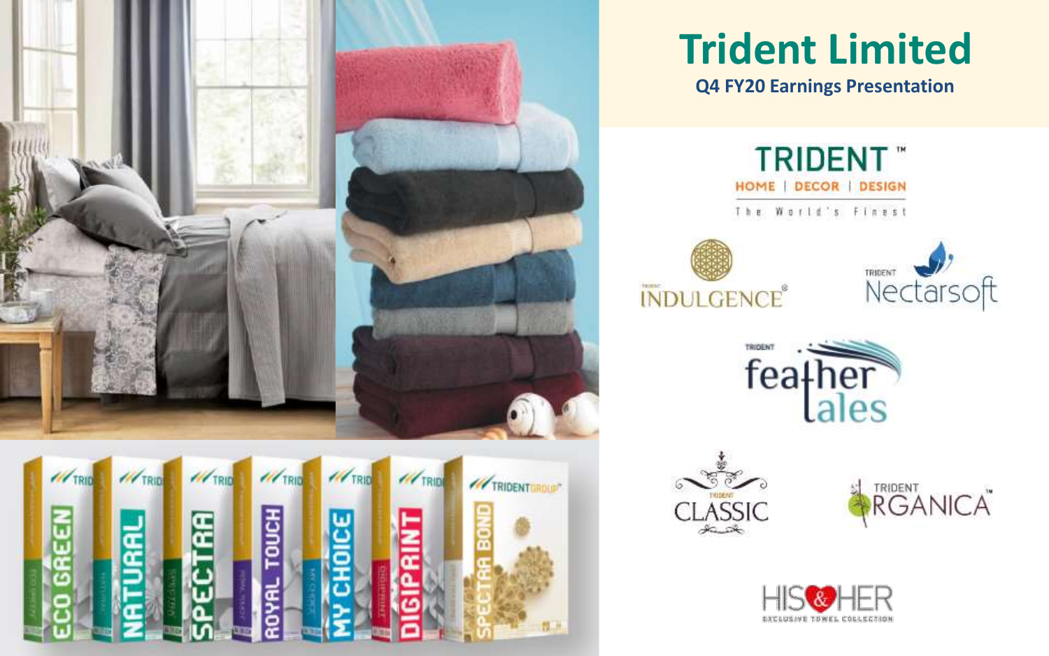# Trident Limited

**Q4 FY20 Earnings Presentation**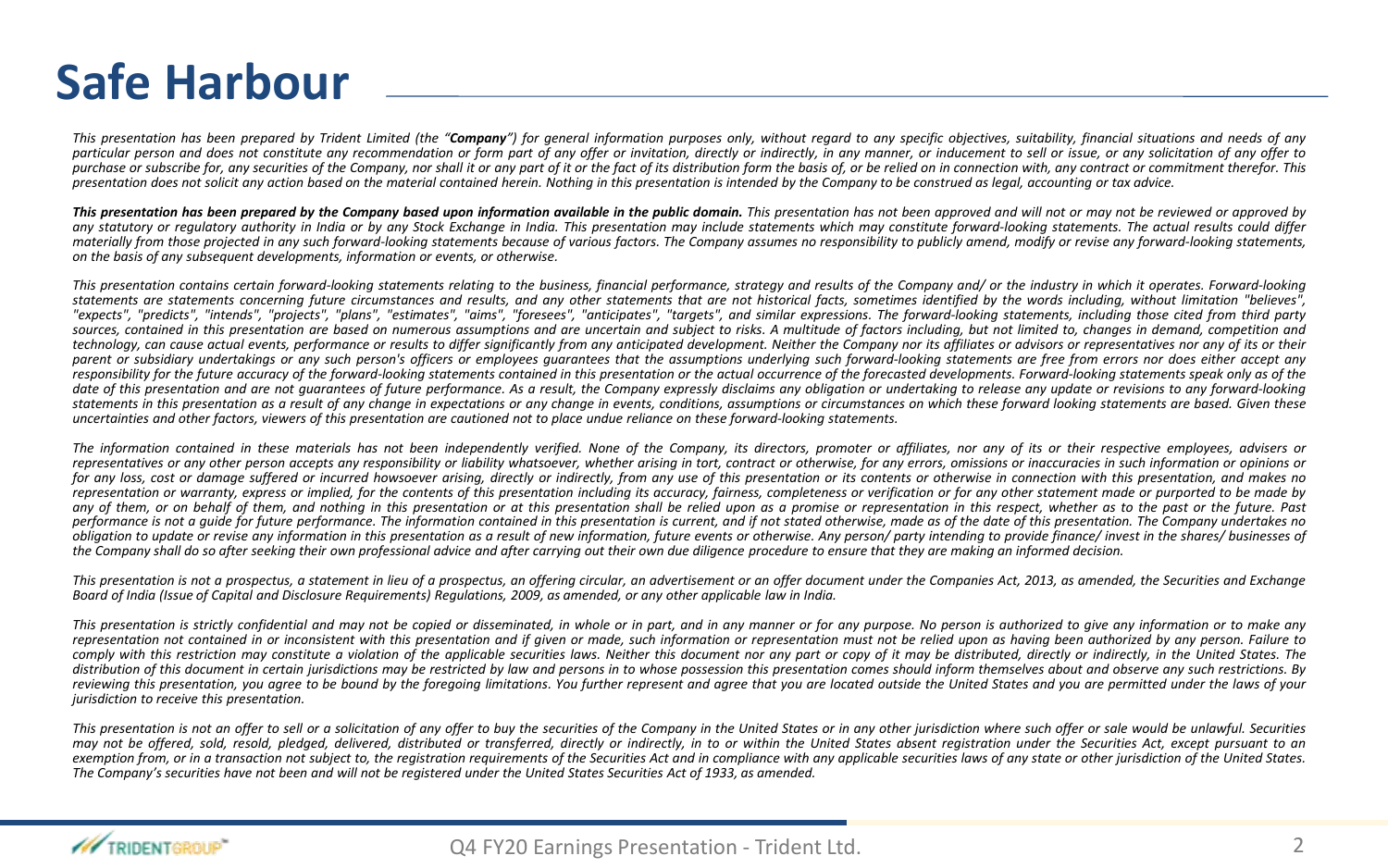# Safe Harbour

*This presentation has been prepared by Trident Limited (the "**Company**") for general information purposes only, without regard to any specific objectives, suitability, financial situations and needs of any particular person and does not constitute any recommendation or form part of any offer or invitation, directly or indirectly, in any manner, or inducement to sell or issue, or any solicitation of any offer to purchase or subscribe for, any securities of the Company, nor shall it or any part of it or the fact of its distribution form the basis of, or be relied on in connection with, any contract or commitment therefor. This presentation does not solicit any action based on the material contained herein. Nothing in this presentation is intended by the Company to be construed as legal, accounting or tax advice.*

***This presentation has been prepared by the Company based upon information available in the public domain.*** *This presentation has not been approved and will not or may not be reviewed or approved by any statutory or regulatory authority in India or by any Stock Exchange in India. This presentation may include statements which may constitute forward-looking statements. The actual results could differ materially from those projected in any such forward-looking statements because of various factors. The Company assumes no responsibility to publicly amend, modify or revise any forward-looking statements, on the basis of any subsequent developments, information or events, or otherwise.*

*This presentation contains certain forward-looking statements relating to the business, financial performance, strategy and results of the Company and/ or the industry in which it operates. Forward-looking statements are statements concerning future circumstances and results, and any other statements that are not historical facts, sometimes identified by the words including, without limitation "believes", "expects", "predicts", "intends", "projects", "plans", "estimates", "aims", "foresees", "anticipates", "targets", and similar expressions. The forward-looking statements, including those cited from third party sources, contained in this presentation are based on numerous assumptions and are uncertain and subject to risks. A multitude of factors including, but not limited to, changes in demand, competition and technology, can cause actual events, performance or results to differ significantly from any anticipated development. Neither the Company nor its affiliates or advisors or representatives nor any of its or their parent or subsidiary undertakings or any such person's officers or employees guarantees that the assumptions underlying such forward-looking statements are free from errors nor does either accept any responsibility for the future accuracy of the forward-looking statements contained in this presentation or the actual occurrence of the forecasted developments. Forward-looking statements speak only as of the date of this presentation and are not guarantees of future performance. As a result, the Company expressly disclaims any obligation or undertaking to release any update or revisions to any forward-looking statements in this presentation as a result of any change in expectations or any change in events, conditions, assumptions or circumstances on which these forward looking statements are based. Given these uncertainties and other factors, viewers of this presentation are cautioned not to place undue reliance on these forward-looking statements.*

*The information contained in these materials has not been independently verified. None of the Company, its directors, promoter or affiliates, nor any of its or their respective employees, advisers or representatives or any other person accepts any responsibility or liability whatsoever, whether arising in tort, contract or otherwise, for any errors, omissions or inaccuracies in such information or opinions or for any loss, cost or damage suffered or incurred howsoever arising, directly or indirectly, from any use of this presentation or its contents or otherwise in connection with this presentation, and makes no representation or warranty, express or implied, for the contents of this presentation including its accuracy, fairness, completeness or verification or for any other statement made or purported to be made by any of them, or on behalf of them, and nothing in this presentation or at this presentation shall be relied upon as a promise or representation in this respect, whether as to the past or the future. Past performance is not a guide for future performance. The information contained in this presentation is current, and if not stated otherwise, made as of the date of this presentation. The Company undertakes no obligation to update or revise any information in this presentation as a result of new information, future events or otherwise. Any person/ party intending to provide finance/ invest in the shares/ businesses of the Company shall do so after seeking their own professional advice and after carrying out their own due diligence procedure to ensure that they are making an informed decision.*

*This presentation is not a prospectus, a statement in lieu of a prospectus, an offering circular, an advertisement or an offer document under the Companies Act, 2013, as amended, the Securities and Exchange Board of India (Issue of Capital and Disclosure Requirements) Regulations, 2009, as amended, or any other applicable law in India.*

*This presentation is strictly confidential and may not be copied or disseminated, in whole or in part, and in any manner or for any purpose. No person is authorized to give any information or to make any representation not contained in or inconsistent with this presentation and if given or made, such information or representation must not be relied upon as having been authorized by any person. Failure to comply with this restriction may constitute a violation of the applicable securities laws. Neither this document nor any part or copy of it may be distributed, directly or indirectly, in the United States. The distribution of this document in certain jurisdictions may be restricted by law and persons in to whose possession this presentation comes should inform themselves about and observe any such restrictions. By reviewing this presentation, you agree to be bound by the foregoing limitations. You further represent and agree that you are located outside the United States and you are permitted under the laws of your jurisdiction to receive this presentation.*

*This presentation is not an offer to sell or a solicitation of any offer to buy the securities of the Company in the United States or in any other jurisdiction where such offer or sale would be unlawful. Securities may not be offered, sold, resold, pledged, delivered, distributed or transferred, directly or indirectly, in to or within the United States absent registration under the Securities Act, except pursuant to an exemption from, or in a transaction not subject to, the registration requirements of the Securities Act and in compliance with any applicable securities laws of any state or other jurisdiction of the United States. The Company's securities have not been and will not be registered under the United States Securities Act of 1933, as amended.*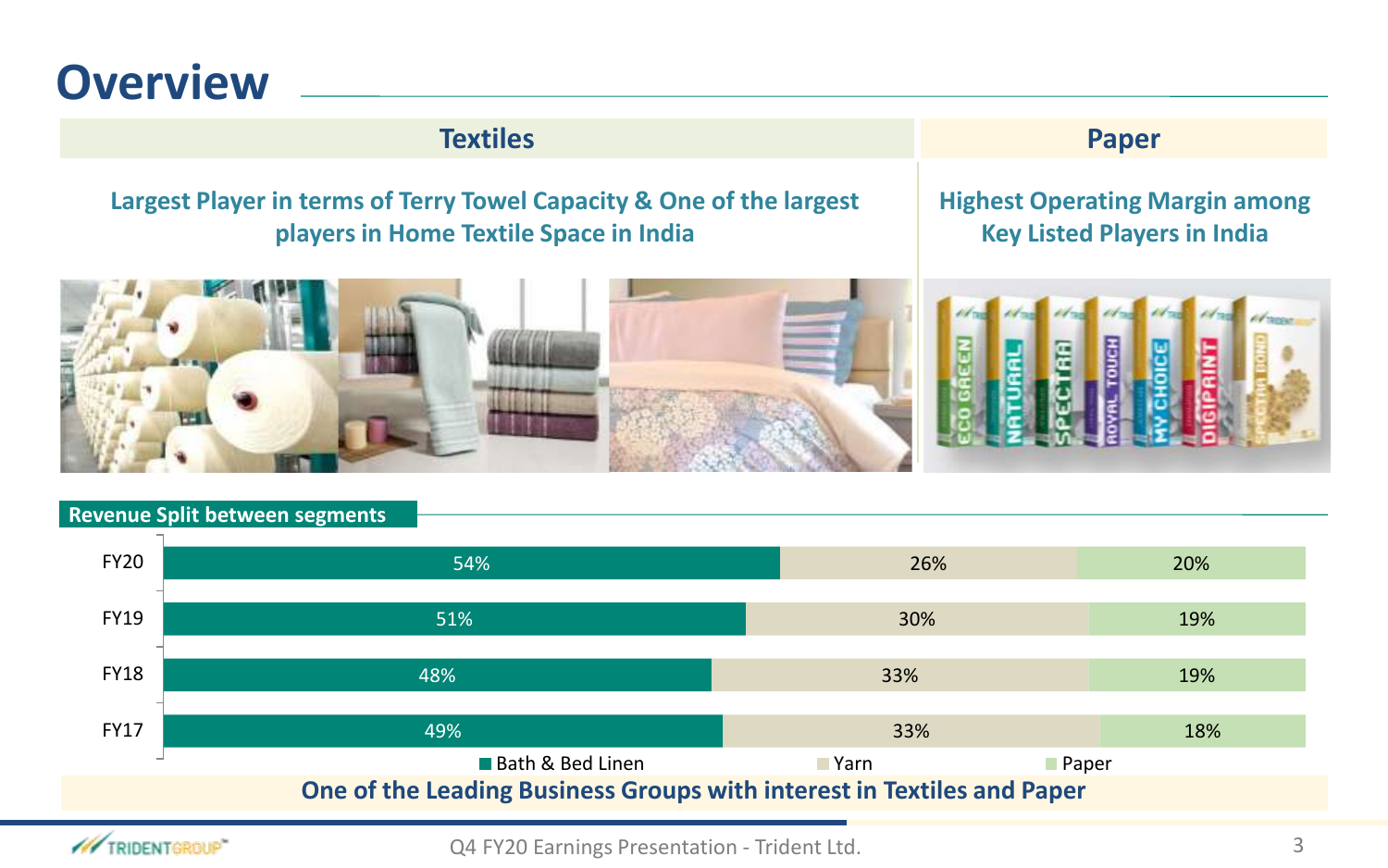# Overview

## Textiles

**Largest Player in terms of Terry Towel Capacity & One of the largest players in Home Textile Space in India**

## Paper

**Highest Operating Margin among Key Listed Players in India**

### Revenue Split between segments

| Year | Bath & Bed Linen | Yarn | Paper |
|---|---|---|---|
| FY20 | 54% | 26% | 20% |
| FY19 | 51% | 30% | 19% |
| FY18 | 48% | 33% | 19% |
| FY17 | 49% | 33% | 18% |

**One of the Leading Business Groups with interest in Textiles and Paper**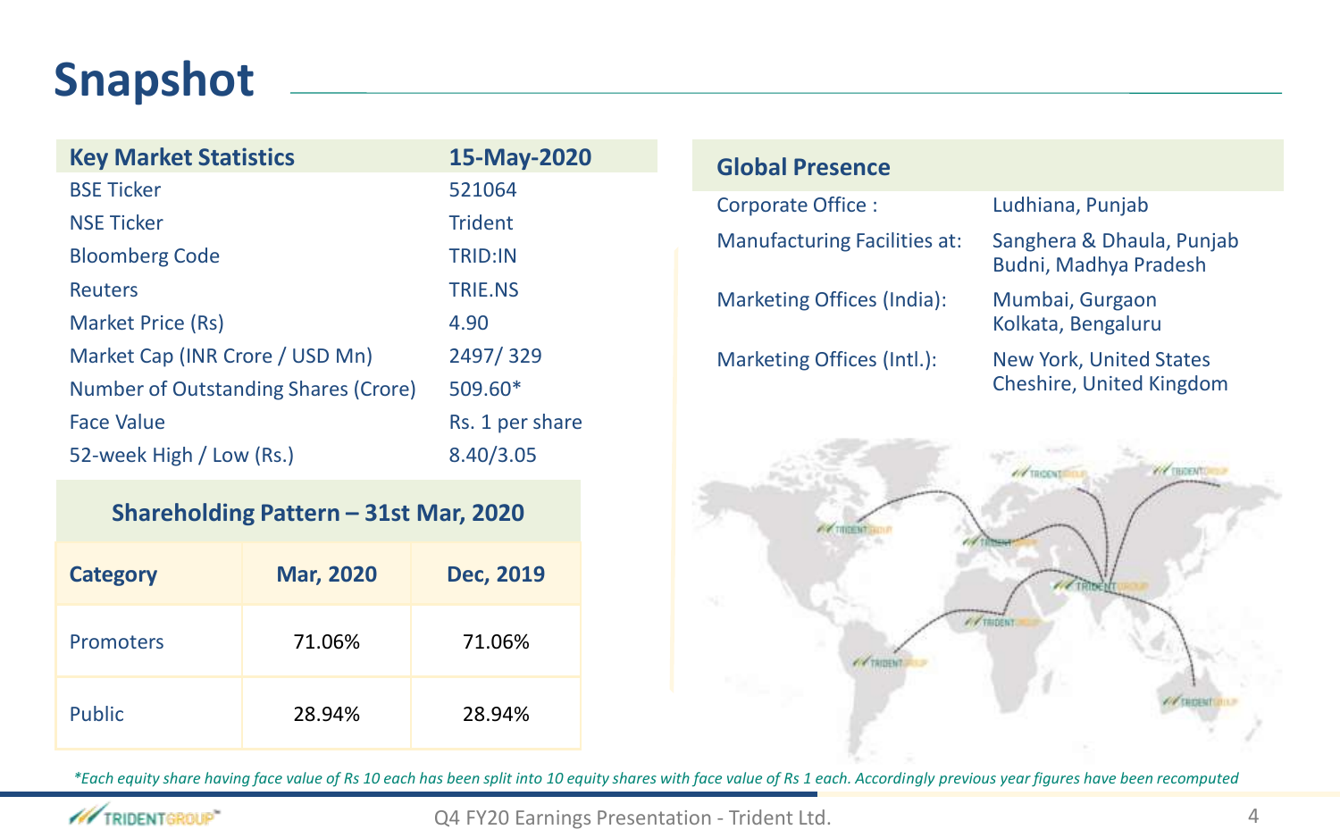# Snapshot

| Key Market Statistics | 15-May-2020 |
|---|---|
| BSE Ticker | 521064 |
| NSE Ticker | Trident |
| Bloomberg Code | TRID:IN |
| Reuters | TRIE.NS |
| Market Price (Rs) | 4.90 |
| Market Cap (INR Crore / USD Mn) | 2497/ 329 |
| Number of Outstanding Shares (Crore) | 509.60* |
| Face Value | Rs. 1 per share |
| 52-week High / Low (Rs.) | 8.40/3.05 |

**Shareholding Pattern – 31st Mar, 2020**

| Category | Mar, 2020 | Dec, 2019 |
|---|---|---|
| Promoters | 71.06% | 71.06% |
| Public | 28.94% | 28.94% |

**Global Presence**

| | |
|---|---|
| Corporate Office : | Ludhiana, Punjab |
| Manufacturing Facilities at: | Sanghera & Dhaula, Punjab<br>Budni, Madhya Pradesh |
| Marketing Offices (India): | Mumbai, Gurgaon<br>Kolkata, Bengaluru |
| Marketing Offices (Intl.): | New York, United States<br>Cheshire, United Kingdom |

*\*Each equity share having face value of Rs 10 each has been split into 10 equity shares with face value of Rs 1 each. Accordingly previous year figures have been recomputed*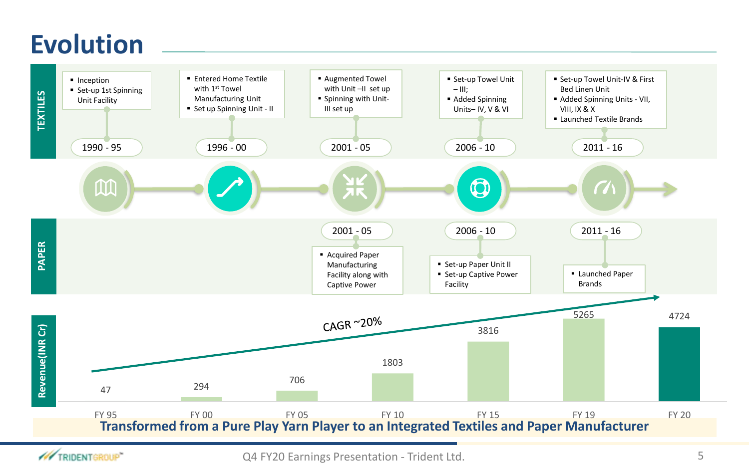# Evolution

## TEXTILES

**1990 - 95**
- Inception
- Set-up 1st Spinning Unit Facility

**1996 - 00**
- Entered Home Textile with 1st Towel Manufacturing Unit
- Set up Spinning Unit - II

**2001 - 05**
- Augmented Towel with Unit –II set up
- Spinning with Unit-III set up

**2006 - 10**
- Set-up Towel Unit – III;
- Added Spinning Units– IV, V & VI

**2011 - 16**
- Set-up Towel Unit-IV & First Bed Linen Unit
- Added Spinning Units - VII, VIII, IX & X
- Launched Textile Brands

## PAPER

**2001 - 05**
- Acquired Paper Manufacturing Facility along with Captive Power

**2006 - 10**
- Set-up Paper Unit II
- Set-up Captive Power Facility

**2011 - 16**
- Launched Paper Brands

## Revenue(INR Cr)

CAGR ~20%

| Year | FY 95 | FY 00 | FY 05 | FY 10 | FY 15 | FY 19 | FY 20 |
|---|---|---|---|---|---|---|---|
| Revenue (INR Cr) | 47 | 294 | 706 | 1803 | 3816 | 5265 | 4724 |

**Transformed from a Pure Play Yarn Player to an Integrated Textiles and Paper Manufacturer**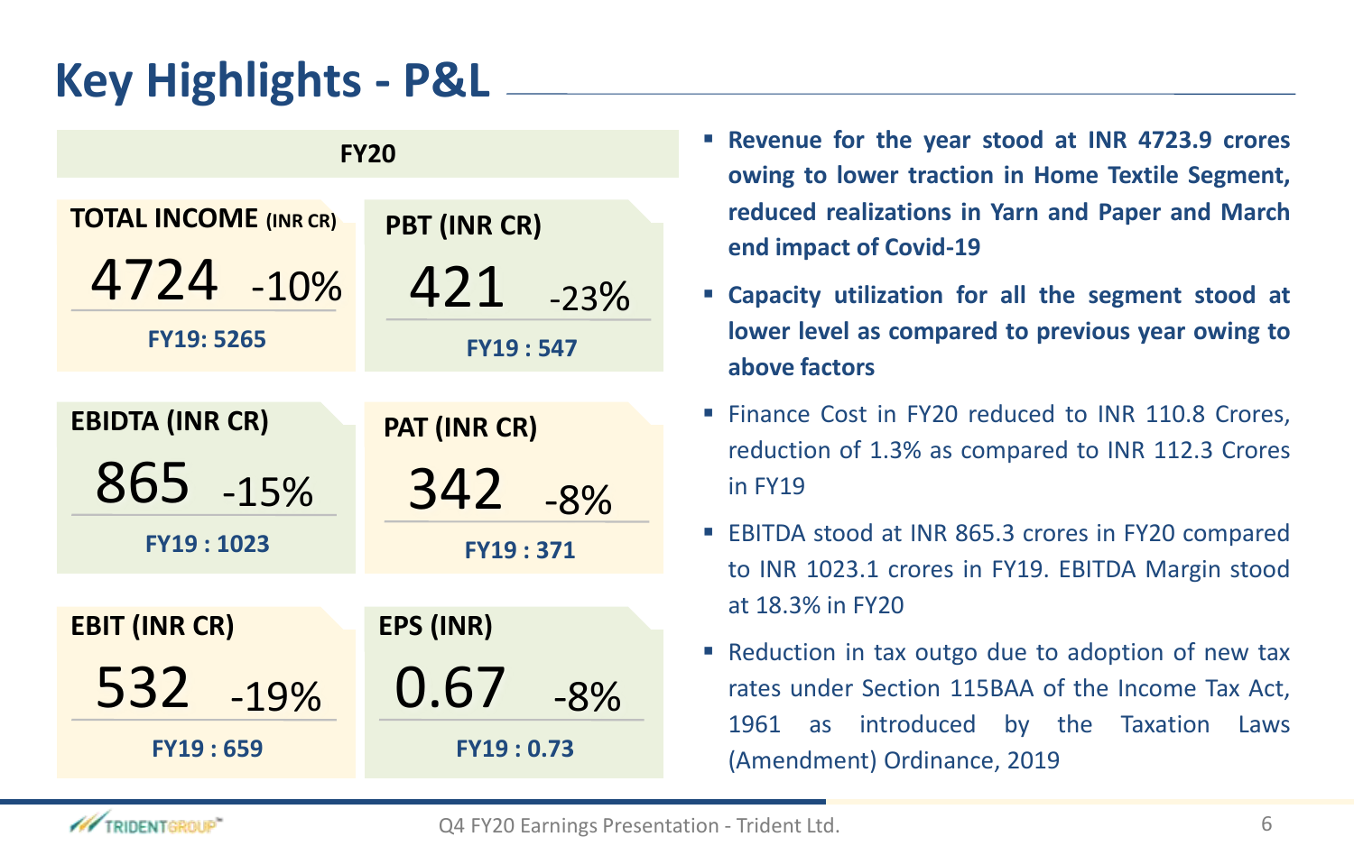# Key Highlights - P&L

**FY20**

| Metric | FY20 | Change | FY19 |
|---|---|---|---|
| **TOTAL INCOME (INR CR)** | 4724 | -10% | FY19: 5265 |
| **PBT (INR CR)** | 421 | -23% | FY19 : 547 |
| **EBIDTA (INR CR)** | 865 | -15% | FY19 : 1023 |
| **PAT (INR CR)** | 342 | -8% | FY19 : 371 |
| **EBIT (INR CR)** | 532 | -19% | FY19 : 659 |
| **EPS (INR)** | 0.67 | -8% | FY19 : 0.73 |

- **Revenue for the year stood at INR 4723.9 crores owing to lower traction in Home Textile Segment, reduced realizations in Yarn and Paper and March end impact of Covid-19**
- **Capacity utilization for all the segment stood at lower level as compared to previous year owing to above factors**
- Finance Cost in FY20 reduced to INR 110.8 Crores, reduction of 1.3% as compared to INR 112.3 Crores in FY19
- EBITDA stood at INR 865.3 crores in FY20 compared to INR 1023.1 crores in FY19. EBITDA Margin stood at 18.3% in FY20
- Reduction in tax outgo due to adoption of new tax rates under Section 115BAA of the Income Tax Act, 1961 as introduced by the Taxation Laws (Amendment) Ordinance, 2019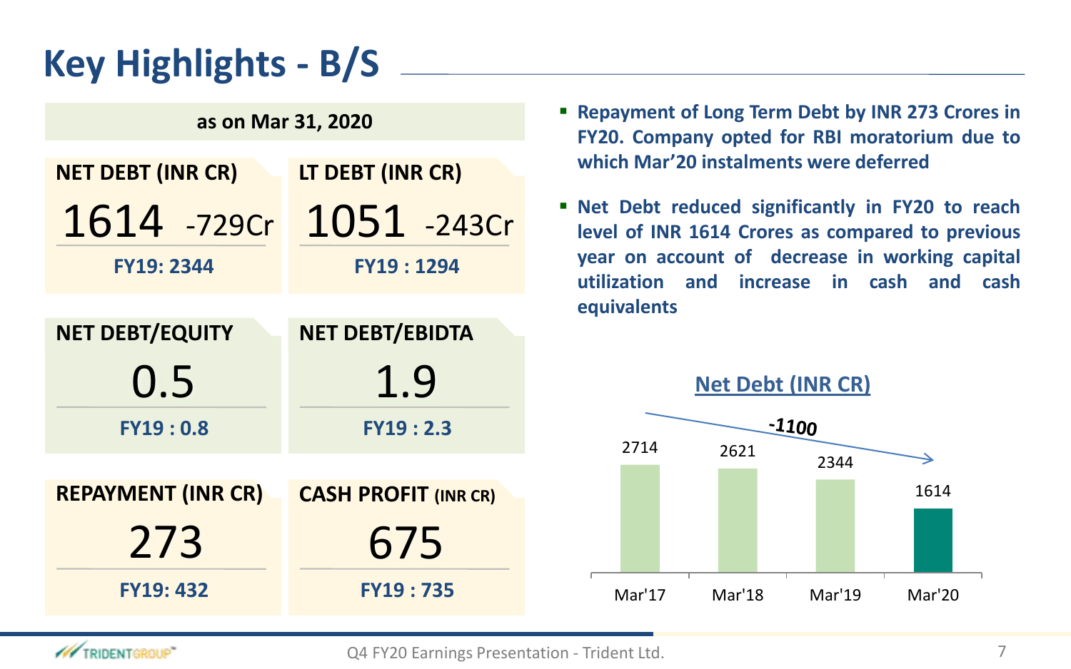# Key Highlights - B/S

**as on Mar 31, 2020**

| NET DEBT (INR CR) | LT DEBT (INR CR) |
|---|---|
| 1614 -729Cr | 1051 -243Cr |
| FY19: 2344 | FY19 : 1294 |

| NET DEBT/EQUITY | NET DEBT/EBIDTA |
|---|---|
| 0.5 | 1.9 |
| FY19 : 0.8 | FY19 : 2.3 |

| REPAYMENT (INR CR) | CASH PROFIT (INR CR) |
|---|---|
| 273 | 675 |
| FY19: 432 | FY19 : 735 |

- **Repayment of Long Term Debt by INR 273 Crores in FY20. Company opted for RBI moratorium due to which Mar'20 instalments were deferred**
- **Net Debt reduced significantly in FY20 to reach level of INR 1614 Crores as compared to previous year on account of decrease in working capital utilization and increase in cash and cash equivalents**

**Net Debt (INR CR)**

| | Mar'17 | Mar'18 | Mar'19 | Mar'20 |
|---|---|---|---|---|
| Net Debt | 2714 | 2621 | 2344 | 1614 |

-1100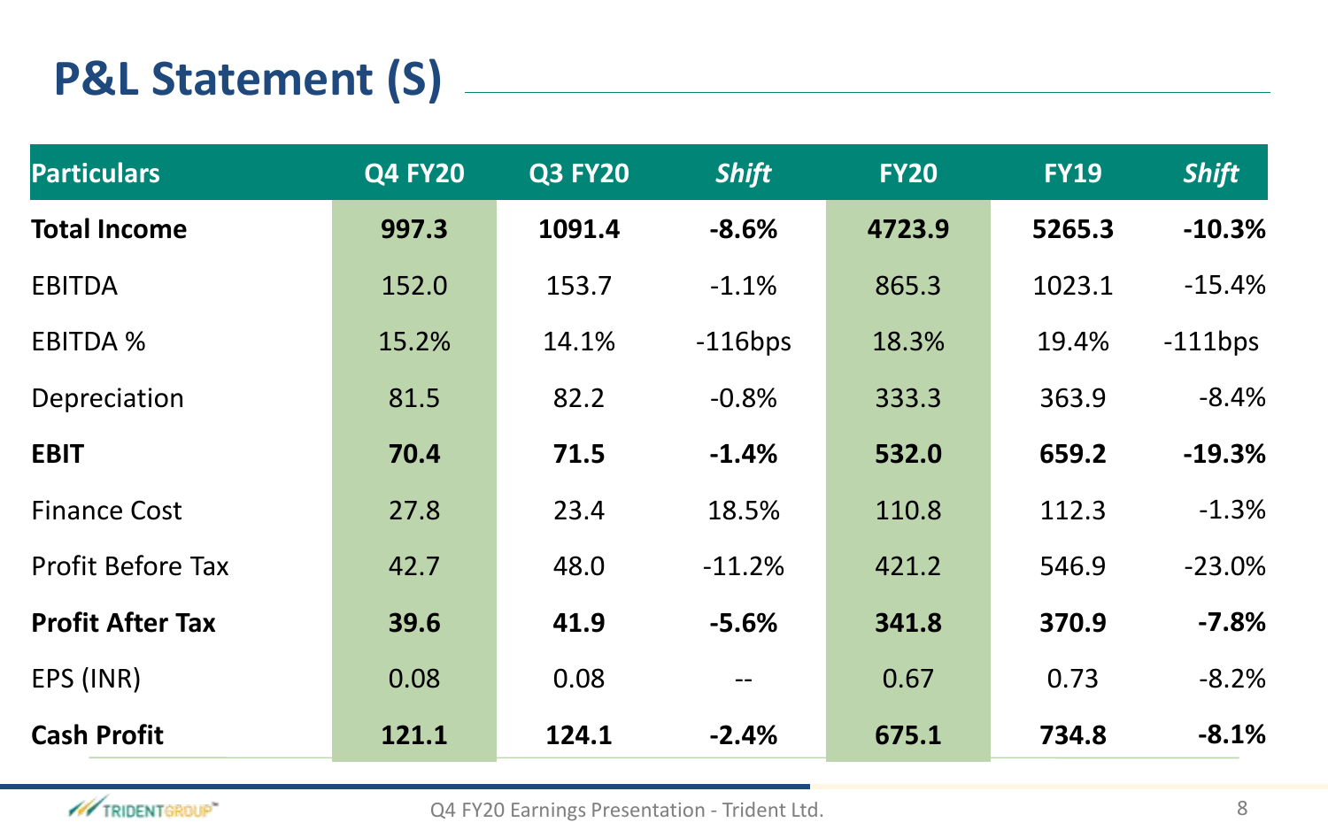# P&L Statement (S)

| Particulars | Q4 FY20 | Q3 FY20 | *Shift* | FY20 | FY19 | *Shift* |
|---|---|---|---|---|---|---|
| **Total Income** | **997.3** | **1091.4** | **-8.6%** | **4723.9** | **5265.3** | **-10.3%** |
| EBITDA | 152.0 | 153.7 | -1.1% | 865.3 | 1023.1 | -15.4% |
| EBITDA % | 15.2% | 14.1% | -116bps | 18.3% | 19.4% | -111bps |
| Depreciation | 81.5 | 82.2 | -0.8% | 333.3 | 363.9 | -8.4% |
| **EBIT** | **70.4** | **71.5** | **-1.4%** | **532.0** | **659.2** | **-19.3%** |
| Finance Cost | 27.8 | 23.4 | 18.5% | 110.8 | 112.3 | -1.3% |
| Profit Before Tax | 42.7 | 48.0 | -11.2% | 421.2 | 546.9 | -23.0% |
| **Profit After Tax** | **39.6** | **41.9** | **-5.6%** | **341.8** | **370.9** | **-7.8%** |
| EPS (INR) | 0.08 | 0.08 | -- | 0.67 | 0.73 | -8.2% |
| **Cash Profit** | **121.1** | **124.1** | **-2.4%** | **675.1** | **734.8** | **-8.1%** |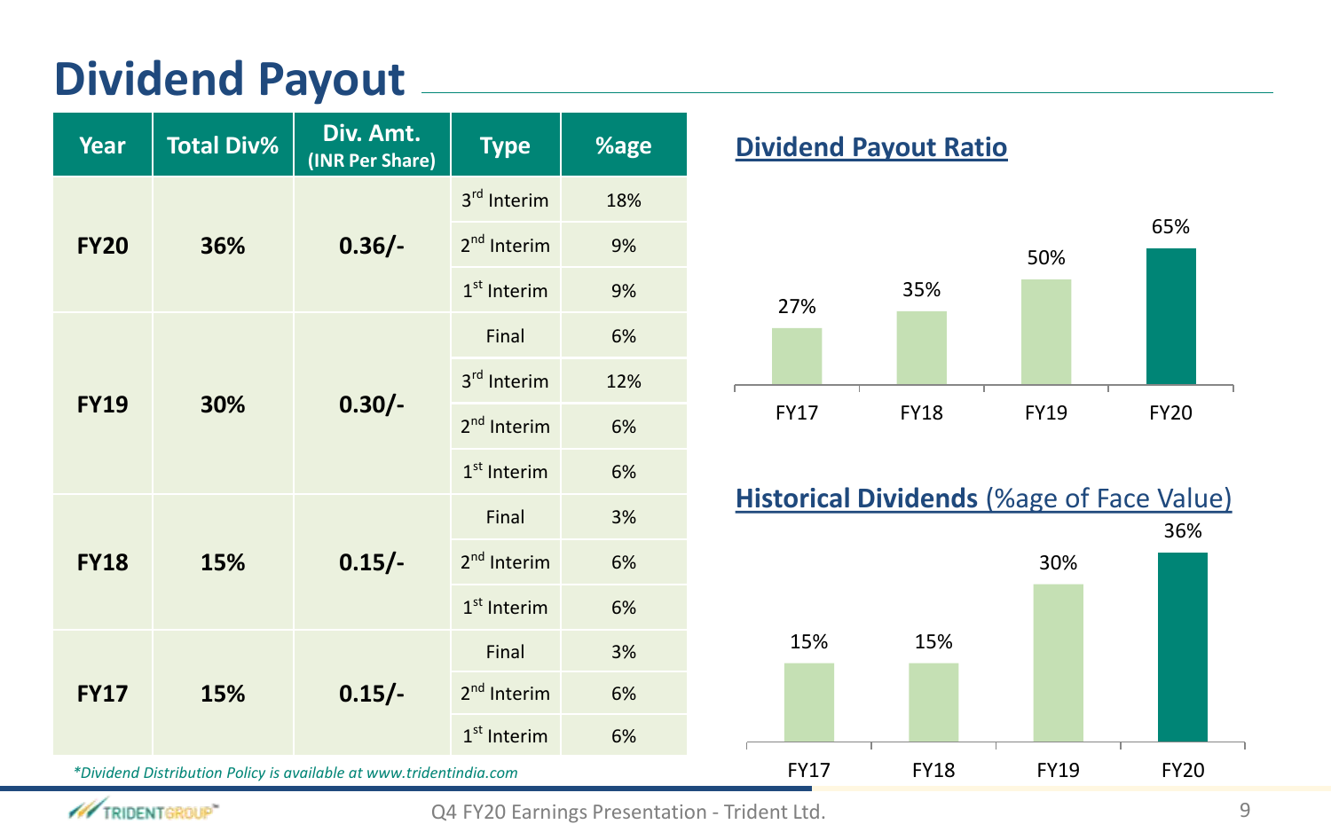# Dividend Payout

| Year | Total Div% | Div. Amt. (INR Per Share) | Type | %age |
|---|---|---|---|---|
| FY20 | 36% | 0.36/- | 3rd Interim | 18% |
| | | | 2nd Interim | 9% |
| | | | 1st Interim | 9% |
| FY19 | 30% | 0.30/- | Final | 6% |
| | | | 3rd Interim | 12% |
| | | | 2nd Interim | 6% |
| | | | 1st Interim | 6% |
| FY18 | 15% | 0.15/- | Final | 3% |
| | | | 2nd Interim | 6% |
| | | | 1st Interim | 6% |
| FY17 | 15% | 0.15/- | Final | 3% |
| | | | 2nd Interim | 6% |
| | | | 1st Interim | 6% |

*\*Dividend Distribution Policy is available at www.tridentindia.com*

## Dividend Payout Ratio

| FY17 | FY18 | FY19 | FY20 |
|---|---|---|---|
| 27% | 35% | 50% | 65% |

## Historical Dividends (%age of Face Value)

| FY17 | FY18 | FY19 | FY20 |
|---|---|---|---|
| 15% | 15% | 30% | 36% |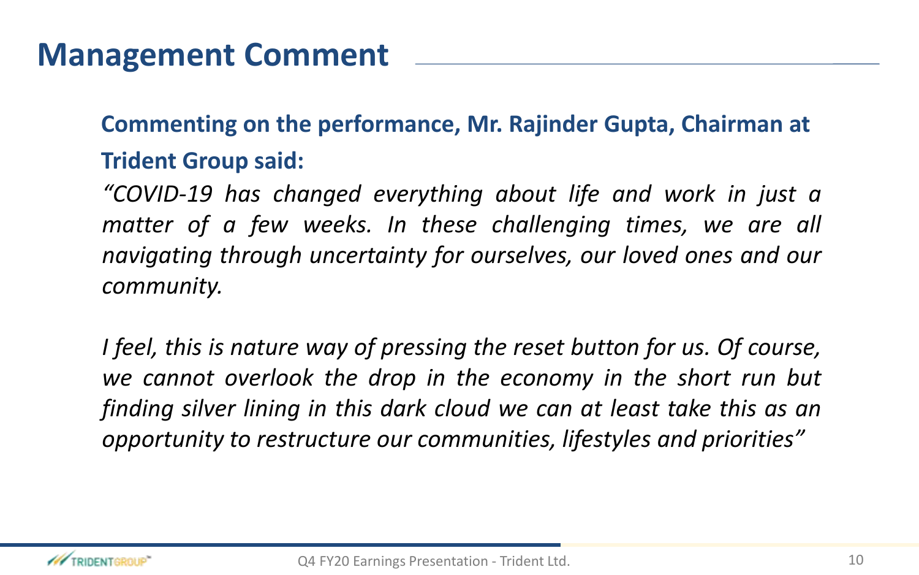# Management Comment

**Commenting on the performance, Mr. Rajinder Gupta, Chairman at Trident Group said:**

*"COVID-19 has changed everything about life and work in just a matter of a few weeks. In these challenging times, we are all navigating through uncertainty for ourselves, our loved ones and our community.*

*I feel, this is nature way of pressing the reset button for us. Of course, we cannot overlook the drop in the economy in the short run but finding silver lining in this dark cloud we can at least take this as an opportunity to restructure our communities, lifestyles and priorities"*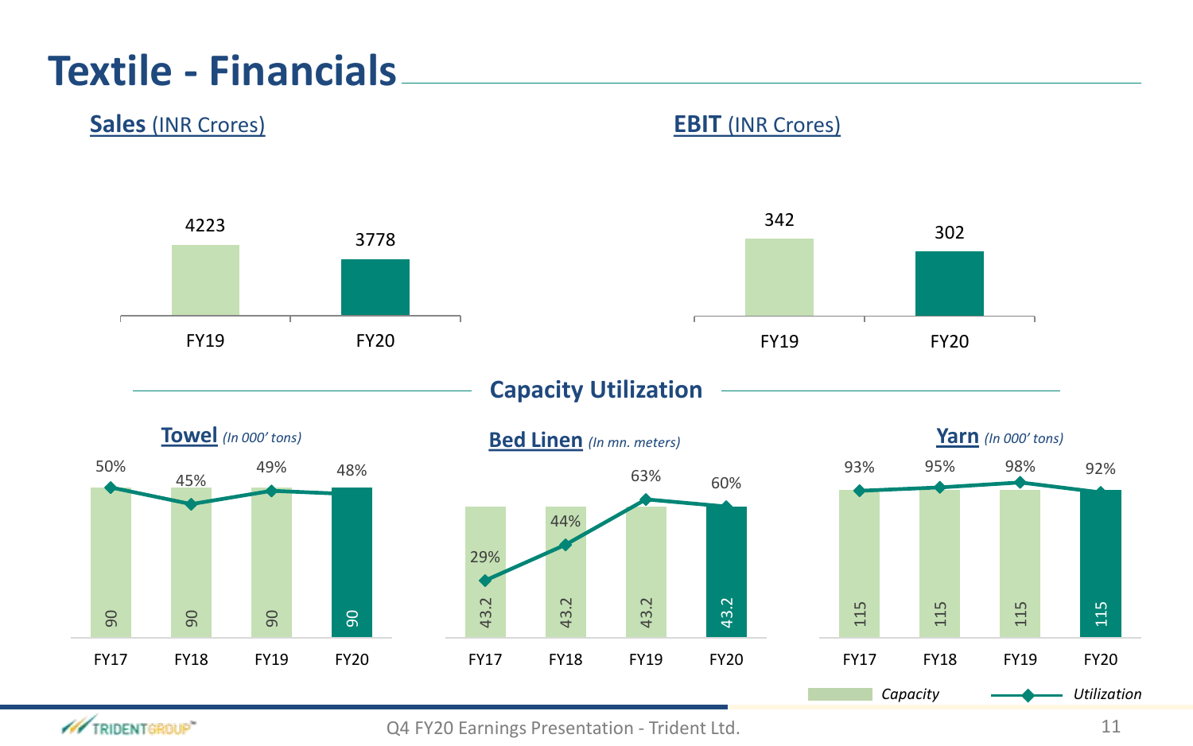# Textile - Financials

## Sales (INR Crores)

| | FY19 | FY20 |
|---|---|---|
| Sales | 4223 | 3778 |

## EBIT (INR Crores)

| | FY19 | FY20 |
|---|---|---|
| EBIT | 342 | 302 |

## Capacity Utilization

### Towel *(In 000' tons)*

| | FY17 | FY18 | FY19 | FY20 |
|---|---|---|---|---|
| Capacity | 90 | 90 | 90 | 90 |
| Utilization | 50% | 45% | 49% | 48% |

### Bed Linen *(In mn. meters)*

| | FY17 | FY18 | FY19 | FY20 |
|---|---|---|---|---|
| Capacity | 43.2 | 43.2 | 43.2 | 43.2 |
| Utilization | 29% | 44% | 63% | 60% |

### Yarn *(In 000' tons)*

| | FY17 | FY18 | FY19 | FY20 |
|---|---|---|---|---|
| Capacity | 115 | 115 | 115 | 115 |
| Utilization | 93% | 95% | 98% | 92% |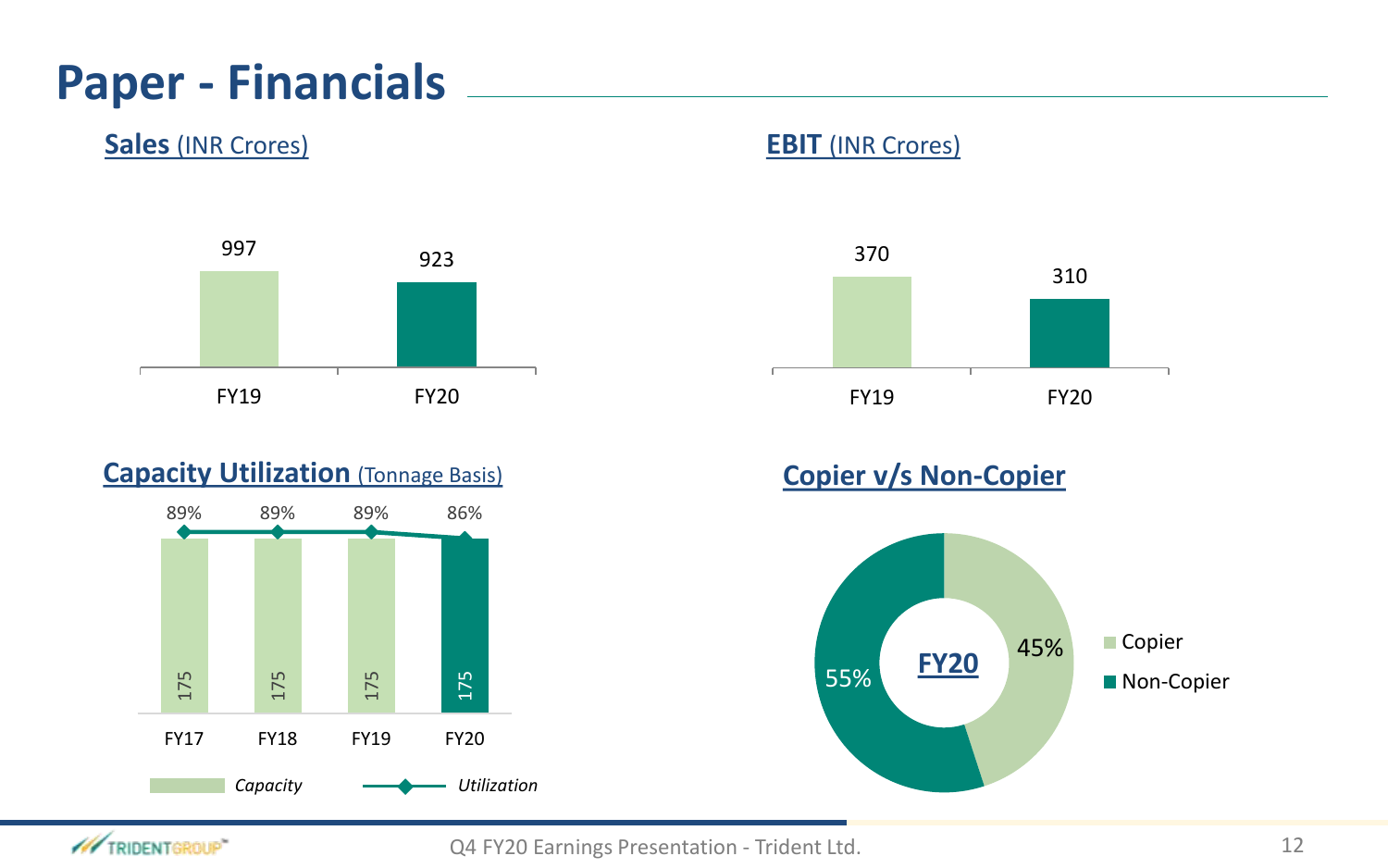# Paper - Financials

**Sales** (INR Crores)

| | FY19 | FY20 |
|---|---|---|
| Sales | 997 | 923 |

**EBIT** (INR Crores)

| | FY19 | FY20 |
|---|---|---|
| EBIT | 370 | 310 |

**Capacity Utilization** (Tonnage Basis)

| | FY17 | FY18 | FY19 | FY20 |
|---|---|---|---|---|
| *Capacity* | 175 | 175 | 175 | 175 |
| *Utilization* | 89% | 89% | 89% | 86% |

**Copier v/s Non-Copier**

**FY20**

| | Share |
|---|---|
| Copier | 45% |
| Non-Copier | 55% |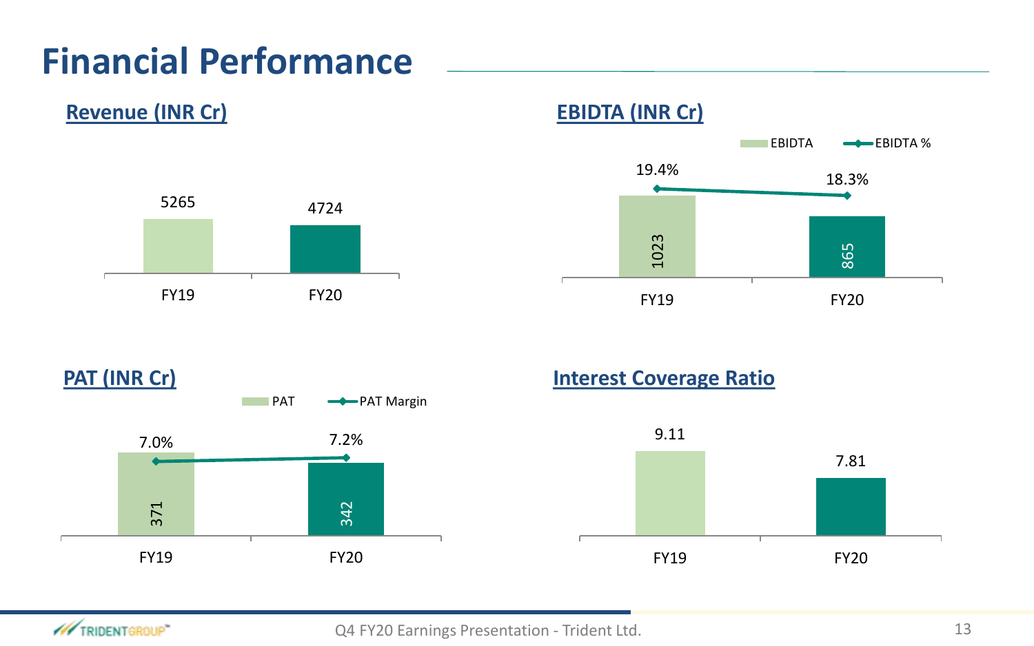# Financial Performance

## Revenue (INR Cr)

| | FY19 | FY20 |
|---|---|---|
| Revenue | 5265 | 4724 |

## EBIDTA (INR Cr)

| | FY19 | FY20 |
|---|---|---|
| EBIDTA | 1023 | 865 |
| EBIDTA % | 19.4% | 18.3% |

## PAT (INR Cr)

| | FY19 | FY20 |
|---|---|---|
| PAT | 371 | 342 |
| PAT Margin | 7.0% | 7.2% |

## Interest Coverage Ratio

| | FY19 | FY20 |
|---|---|---|
| Interest Coverage Ratio | 9.11 | 7.81 |

Q4 FY20 Earnings Presentation - Trident Ltd.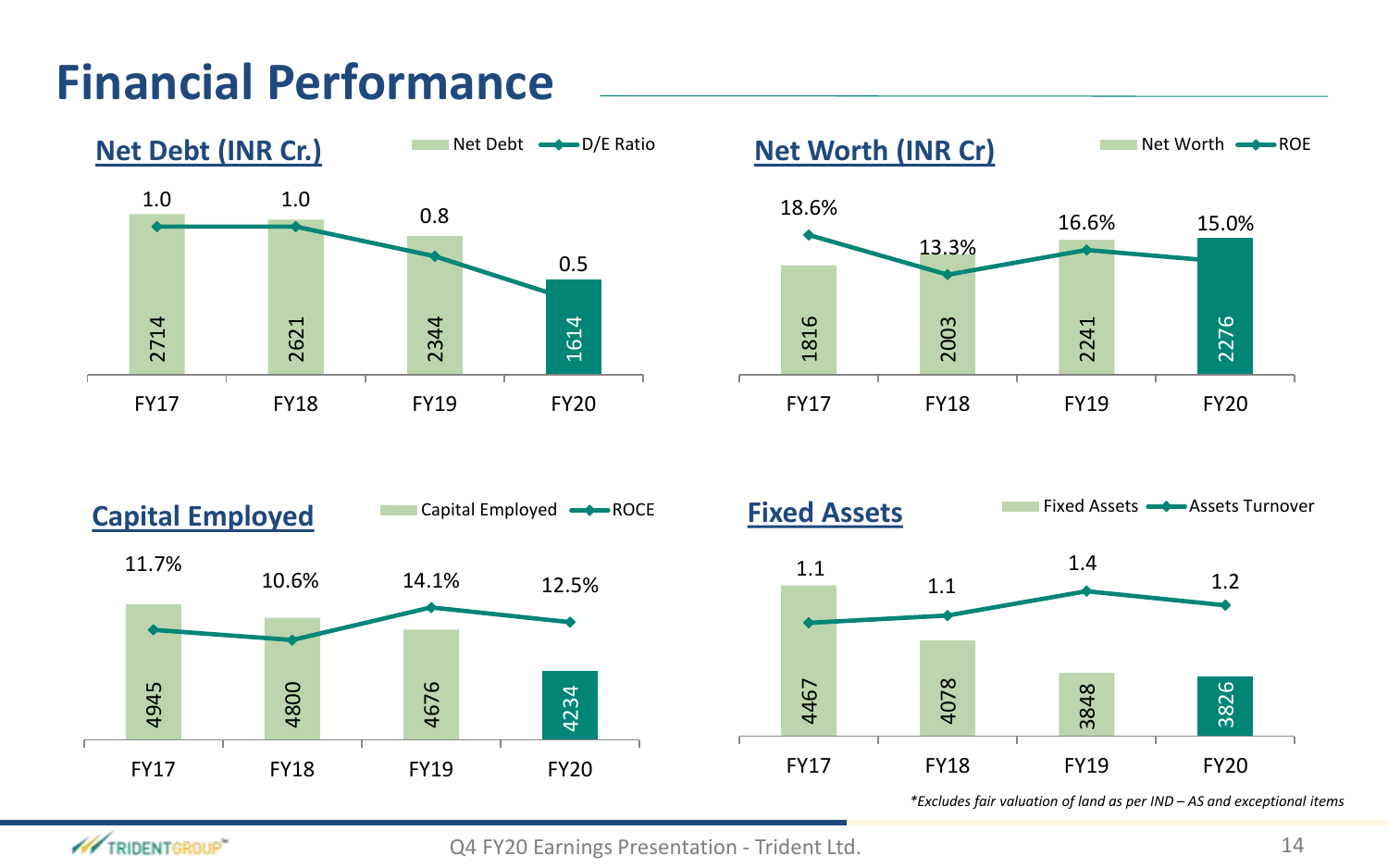# Financial Performance

## Net Debt (INR Cr.)

| | FY17 | FY18 | FY19 | FY20 |
|---|---|---|---|---|
| Net Debt | 2714 | 2621 | 2344 | 1614 |
| D/E Ratio | 1.0 | 1.0 | 0.8 | 0.5 |

## Net Worth (INR Cr)

| | FY17 | FY18 | FY19 | FY20 |
|---|---|---|---|---|
| Net Worth | 1816 | 2003 | 2241 | 2276 |
| ROE | 18.6% | 13.3% | 16.6% | 15.0% |

## Capital Employed

| | FY17 | FY18 | FY19 | FY20 |
|---|---|---|---|---|
| Capital Employed | 4945 | 4800 | 4676 | 4234 |
| ROCE | 11.7% | 10.6% | 14.1% | 12.5% |

## Fixed Assets

| | FY17 | FY18 | FY19 | FY20 |
|---|---|---|---|---|
| Fixed Assets | 4467 | 4078 | 3848 | 3826 |
| Assets Turnover | 1.1 | 1.1 | 1.4 | 1.2 |

*\*Excludes fair valuation of land as per IND – AS and exceptional items*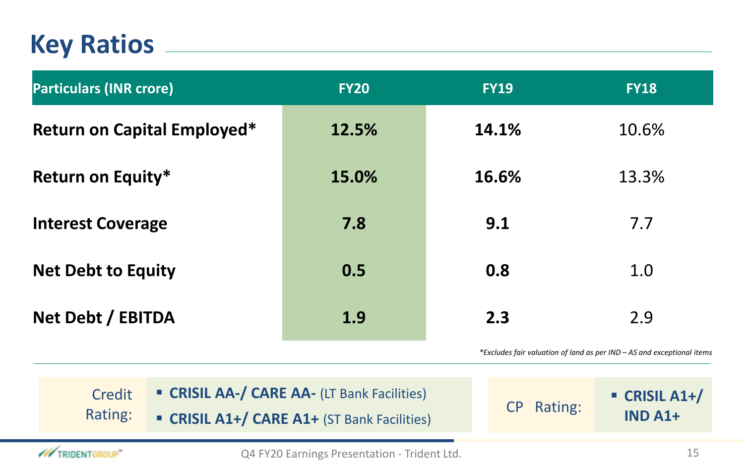# Key Ratios

| Particulars (INR crore) | FY20 | FY19 | FY18 |
|---|---|---|---|
| **Return on Capital Employed*** | **12.5%** | **14.1%** | 10.6% |
| **Return on Equity*** | **15.0%** | **16.6%** | 13.3% |
| **Interest Coverage** | **7.8** | **9.1** | 7.7 |
| **Net Debt to Equity** | **0.5** | **0.8** | 1.0 |
| **Net Debt / EBITDA** | **1.9** | **2.3** | 2.9 |

*\*Excludes fair valuation of land as per IND – AS and exceptional items*

Credit Rating:

- **CRISIL AA-/ CARE AA-** (LT Bank Facilities)
- **CRISIL A1+/ CARE A1+** (ST Bank Facilities)

CP Rating:

- **CRISIL A1+/ IND A1+**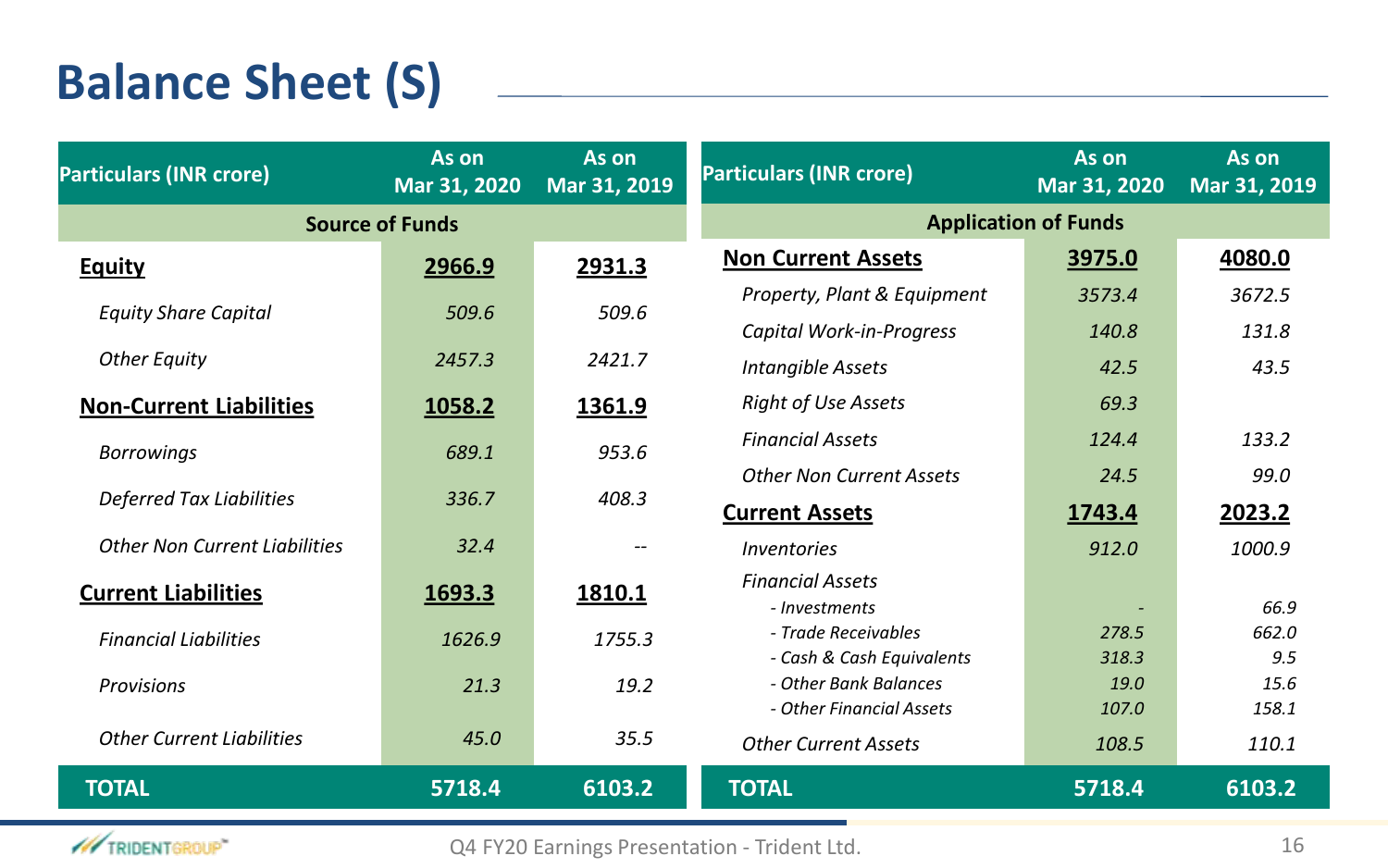# Balance Sheet (S)

| Particulars (INR crore) | As on Mar 31, 2020 | As on Mar 31, 2019 |
|---|---|---|
| **Source of Funds** | | |
| **Equity** | **2966.9** | **2931.3** |
| *Equity Share Capital* | *509.6* | *509.6* |
| *Other Equity* | *2457.3* | *2421.7* |
| **Non-Current Liabilities** | **1058.2** | **1361.9** |
| *Borrowings* | *689.1* | *953.6* |
| *Deferred Tax Liabilities* | *336.7* | *408.3* |
| *Other Non Current Liabilities* | *32.4* | -- |
| **Current Liabilities** | **1693.3** | **1810.1** |
| *Financial Liabilities* | *1626.9* | *1755.3* |
| *Provisions* | *21.3* | *19.2* |
| *Other Current Liabilities* | *45.0* | *35.5* |
| **TOTAL** | **5718.4** | **6103.2** |

| Particulars (INR crore) | As on Mar 31, 2020 | As on Mar 31, 2019 |
|---|---|---|
| **Application of Funds** | | |
| **Non Current Assets** | **3975.0** | **4080.0** |
| *Property, Plant & Equipment* | *3573.4* | *3672.5* |
| *Capital Work-in-Progress* | *140.8* | *131.8* |
| *Intangible Assets* | *42.5* | *43.5* |
| *Right of Use Assets* | *69.3* | |
| *Financial Assets* | *124.4* | *133.2* |
| *Other Non Current Assets* | *24.5* | *99.0* |
| **Current Assets** | **1743.4** | **2023.2** |
| *Inventories* | *912.0* | *1000.9* |
| *Financial Assets* | | |
| *- Investments* | *-* | *66.9* |
| *- Trade Receivables* | *278.5* | *662.0* |
| *- Cash & Cash Equivalents* | *318.3* | *9.5* |
| *- Other Bank Balances* | *19.0* | *15.6* |
| *- Other Financial Assets* | *107.0* | *158.1* |
| *Other Current Assets* | *108.5* | *110.1* |
| **TOTAL** | **5718.4** | **6103.2** |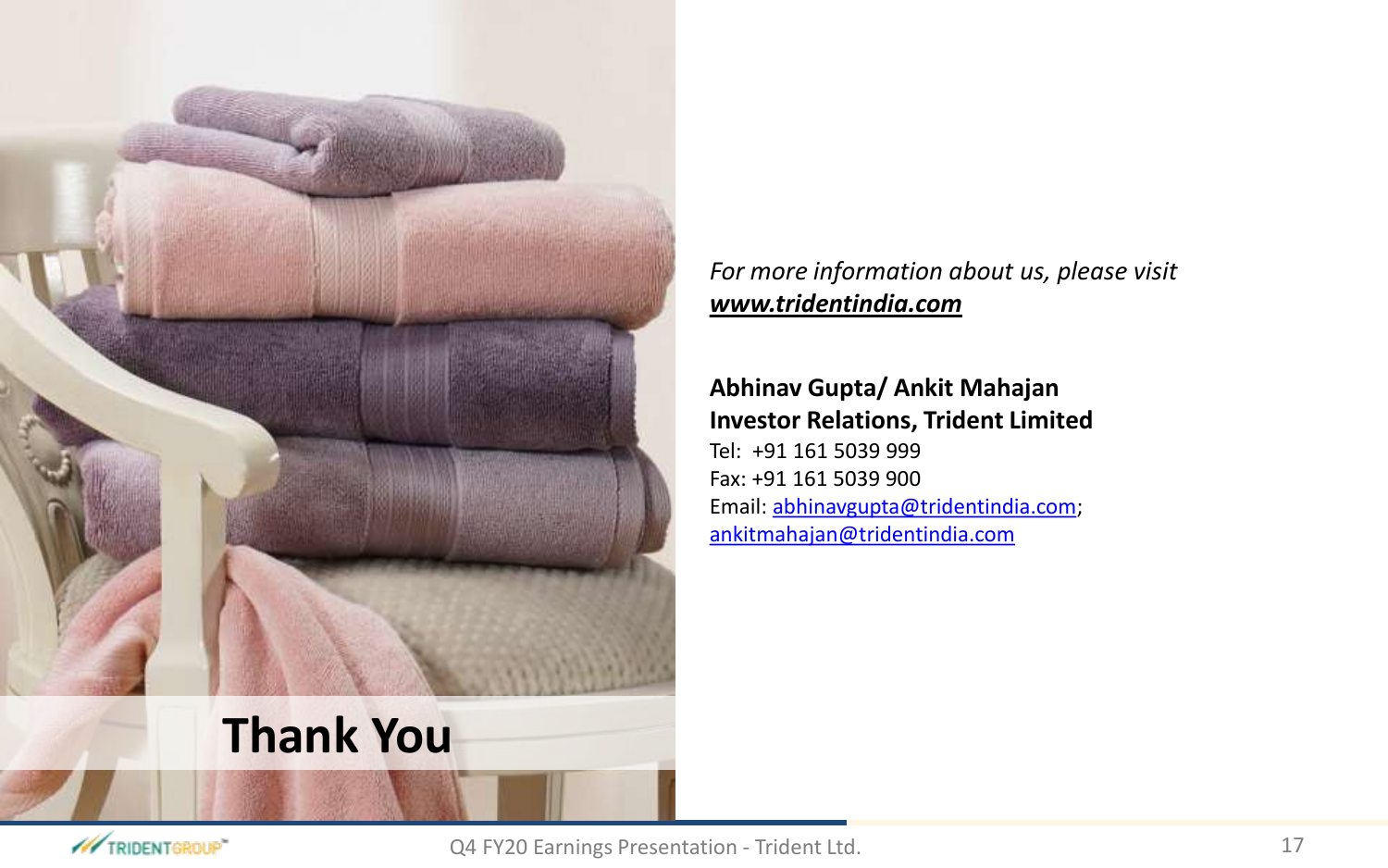# Thank You

*For more information about us, please visit* ***www.tridentindia.com***

**Abhinav Gupta/ Ankit Mahajan**
**Investor Relations, Trident Limited**
Tel: +91 161 5039 999
Fax: +91 161 5039 900
Email: abhinavgupta@tridentindia.com; ankitmahajan@tridentindia.com